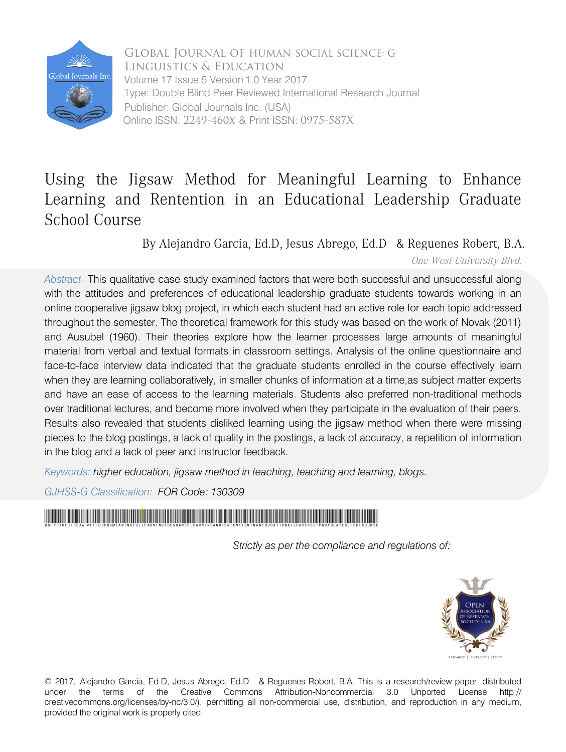Global Journal of Human-Social Science: G
Linguistics & Education
Volume 17 Issue 5 Version 1.0 Year 2017
Type: Double Blind Peer Reviewed International Research Journal
Publisher: Global Journals Inc. (USA)
Online ISSN: 2249-460X & Print ISSN: 0975-587X

# Using the Jigsaw Method for Meaningful Learning to Enhance Learning and Rentention in an Educational Leadership Graduate School Course

By Alejandro Garcia, Ed.D, Jesus Abrego, Ed.D & Reguenes Robert, B.A.

*One West University Blvd.*

*Abstract-* This qualitative case study examined factors that were both successful and unsuccessful along with the attitudes and preferences of educational leadership graduate students towards working in an online cooperative jigsaw blog project, in which each student had an active role for each topic addressed throughout the semester. The theoretical framework for this study was based on the work of Novak (2011) and Ausubel (1960). Their theories explore how the learner processes large amounts of meaningful material from verbal and textual formats in classroom settings. Analysis of the online questionnaire and face-to-face interview data indicated that the graduate students enrolled in the course effectively learn when they are learning collaboratively, in smaller chunks of information at a time,as subject matter experts and have an ease of access to the learning materials. Students also preferred non-traditional methods over traditional lectures, and become more involved when they participate in the evaluation of their peers. Results also revealed that students disliked learning using the jigsaw method when there were missing pieces to the blog postings, a lack of quality in the postings, a lack of accuracy, a repetition of information in the blog and a lack of peer and instructor feedback.

*Keywords: higher education, jigsaw method in teaching, teaching and learning, blogs.*

*GJHSS-G Classification: FOR Code: 130309*

*Strictly as per the compliance and regulations of:*

© 2017. Alejandro Garcia, Ed.D, Jesus Abrego, Ed.D & Reguenes Robert, B.A. This is a research/review paper, distributed under the terms of the Creative Commons Attribution-Noncommercial 3.0 Unported License http://creativecommons.org/licenses/by-nc/3.0/), permitting all non-commercial use, distribution, and reproduction in any medium, provided the original work is properly cited.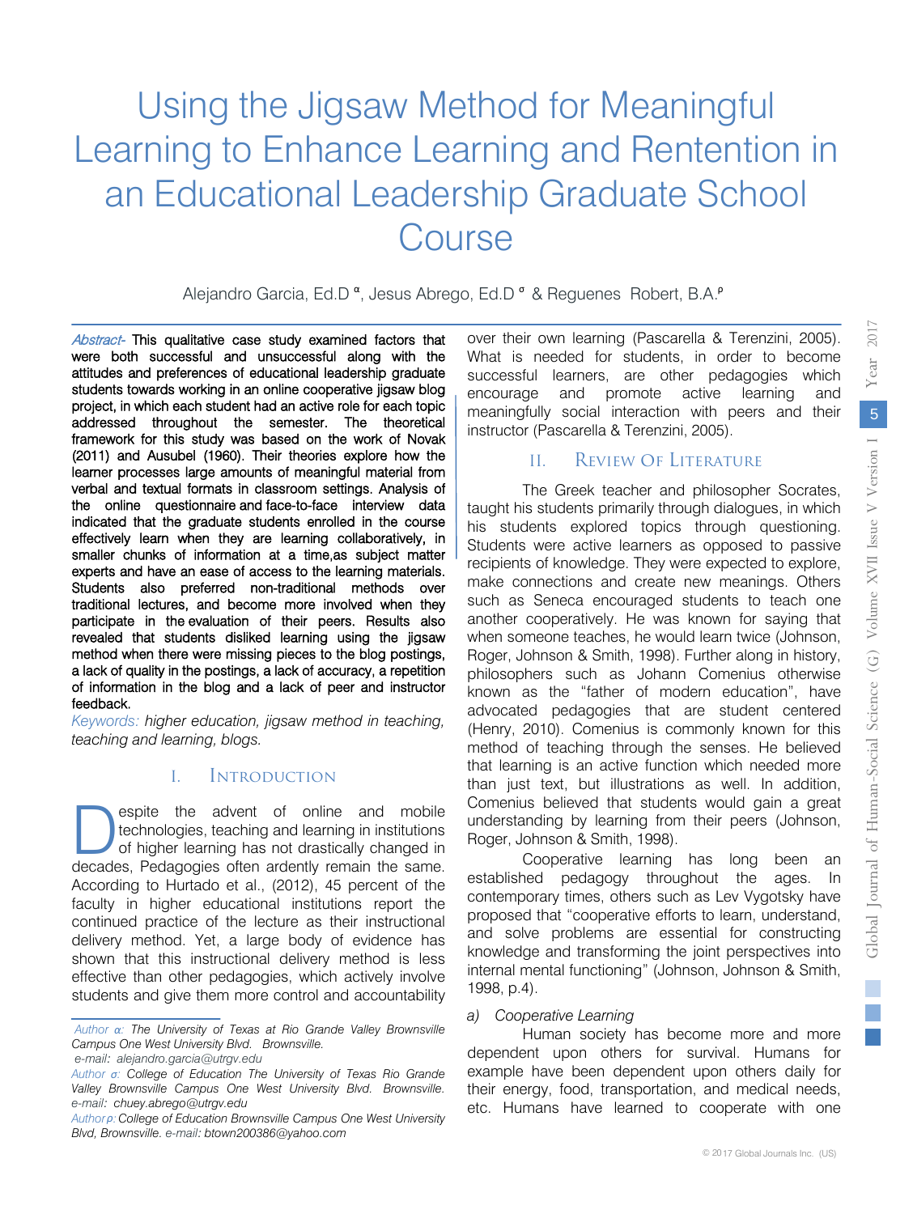# Using the Jigsaw Method for Meaningful Learning to Enhance Learning and Rentention in an Educational Leadership Graduate School Course

Alejandro Garcia, Ed.D [α], Jesus Abrego, Ed.D [σ] & Reguenes Robert, B.A.[ρ]

*Abstract-* This qualitative case study examined factors that were both successful and unsuccessful along with the attitudes and preferences of educational leadership graduate students towards working in an online cooperative jigsaw blog project, in which each student had an active role for each topic addressed throughout the semester. The theoretical framework for this study was based on the work of Novak (2011) and Ausubel (1960). Their theories explore how the learner processes large amounts of meaningful material from verbal and textual formats in classroom settings. Analysis of the online questionnaire and face-to-face interview data indicated that the graduate students enrolled in the course effectively learn when they are learning collaboratively, in smaller chunks of information at a time,as subject matter experts and have an ease of access to the learning materials. Students also preferred non-traditional methods over traditional lectures, and become more involved when they participate in the evaluation of their peers. Results also revealed that students disliked learning using the jigsaw method when there were missing pieces to the blog postings, a lack of quality in the postings, a lack of accuracy, a repetition of information in the blog and a lack of peer and instructor feedback.

*Keywords: higher education, jigsaw method in teaching, teaching and learning, blogs.*

## I. Introduction

Despite the advent of online and mobile technologies, teaching and learning in institutions of higher learning has not drastically changed in decades, Pedagogies often ardently remain the same. According to Hurtado et al., (2012), 45 percent of the faculty in higher educational institutions report the continued practice of the lecture as their instructional delivery method. Yet, a large body of evidence has shown that this instructional delivery method is less effective than other pedagogies, which actively involve students and give them more control and accountability over their own learning (Pascarella & Terenzini, 2005). What is needed for students, in order to become successful learners, are other pedagogies which encourage and promote active learning and meaningfully social interaction with peers and their instructor (Pascarella & Terenzini, 2005).

*Author α: The University of Texas at Rio Grande Valley Brownsville Campus One West University Blvd. Brownsville. e-mail: alejandro.garcia@utrgv.edu*

*Author σ: College of Education The University of Texas Rio Grande Valley Brownsville Campus One West University Blvd. Brownsville. e-mail: chuey.abrego@utrgv.edu*

*Author ρ: College of Education Brownsville Campus One West University Blvd, Brownsville. e-mail: btown200386@yahoo.com*

## II. Review Of Literature

The Greek teacher and philosopher Socrates, taught his students primarily through dialogues, in which his students explored topics through questioning. Students were active learners as opposed to passive recipients of knowledge. They were expected to explore, make connections and create new meanings. Others such as Seneca encouraged students to teach one another cooperatively. He was known for saying that when someone teaches, he would learn twice (Johnson, Roger, Johnson & Smith, 1998). Further along in history, philosophers such as Johann Comenius otherwise known as the "father of modern education", have advocated pedagogies that are student centered (Henry, 2010). Comenius is commonly known for this method of teaching through the senses. He believed that learning is an active function which needed more than just text, but illustrations as well. In addition, Comenius believed that students would gain a great understanding by learning from their peers (Johnson, Roger, Johnson & Smith, 1998).

Cooperative learning has long been an established pedagogy throughout the ages. In contemporary times, others such as Lev Vygotsky have proposed that "cooperative efforts to learn, understand, and solve problems are essential for constructing knowledge and transforming the joint perspectives into internal mental functioning" (Johnson, Johnson & Smith, 1998, p.4).

### a) Cooperative Learning

Human society has become more and more dependent upon others for survival. Humans for example have been dependent upon others daily for their energy, food, transportation, and medical needs, etc. Humans have learned to cooperate with one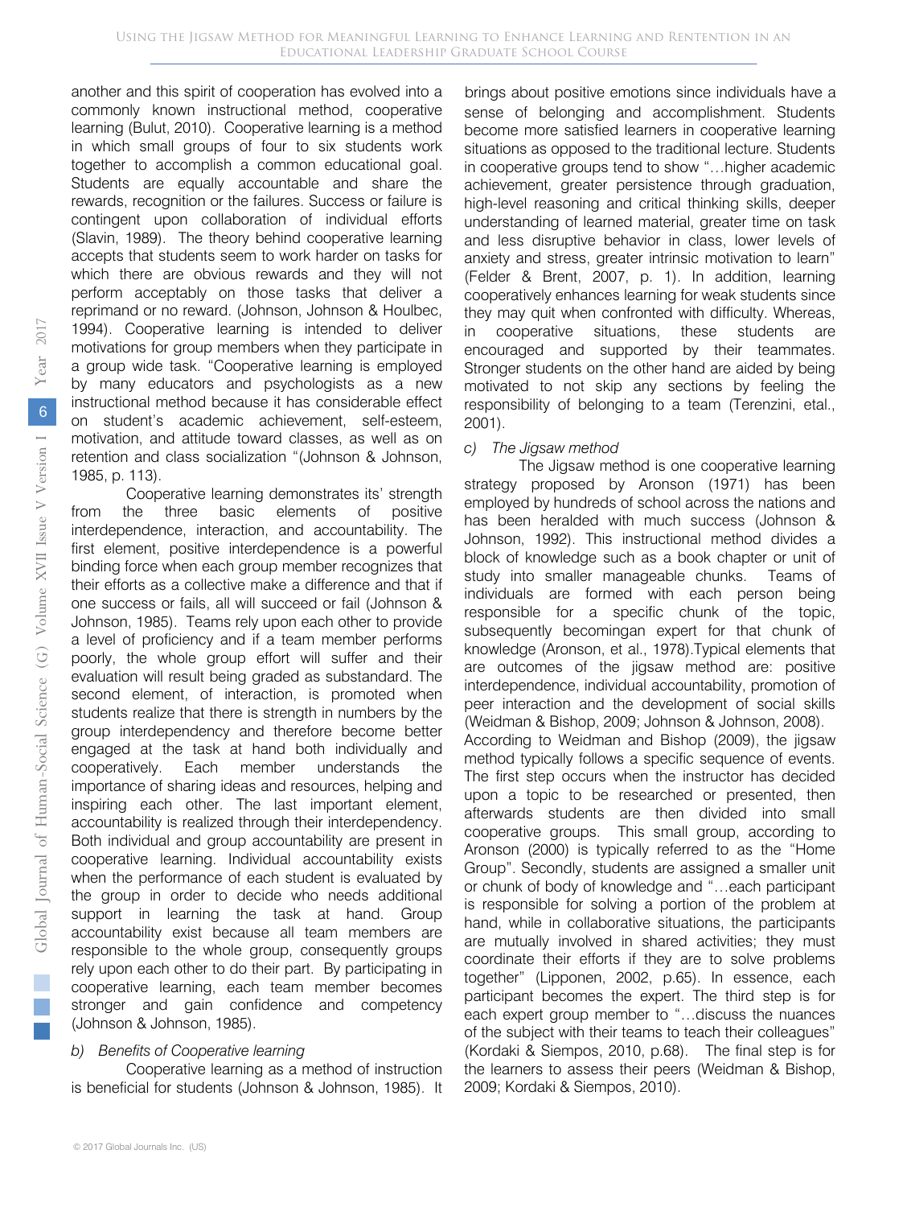another and this spirit of cooperation has evolved into a commonly known instructional method, cooperative learning (Bulut, 2010). Cooperative learning is a method in which small groups of four to six students work together to accomplish a common educational goal. Students are equally accountable and share the rewards, recognition or the failures. Success or failure is contingent upon collaboration of individual efforts (Slavin, 1989). The theory behind cooperative learning accepts that students seem to work harder on tasks for which there are obvious rewards and they will not perform acceptably on those tasks that deliver a reprimand or no reward. (Johnson, Johnson & Houlbec, 1994). Cooperative learning is intended to deliver motivations for group members when they participate in a group wide task. "Cooperative learning is employed by many educators and psychologists as a new instructional method because it has considerable effect on student's academic achievement, self-esteem, motivation, and attitude toward classes, as well as on retention and class socialization "(Johnson & Johnson, 1985, p. 113).

Cooperative learning demonstrates its' strength from the three basic elements of positive interdependence, interaction, and accountability. The first element, positive interdependence is a powerful binding force when each group member recognizes that their efforts as a collective make a difference and that if one success or fails, all will succeed or fail (Johnson & Johnson, 1985). Teams rely upon each other to provide a level of proficiency and if a team member performs poorly, the whole group effort will suffer and their evaluation will result being graded as substandard. The second element, of interaction, is promoted when students realize that there is strength in numbers by the group interdependency and therefore become better engaged at the task at hand both individually and cooperatively. Each member understands the importance of sharing ideas and resources, helping and inspiring each other. The last important element, accountability is realized through their interdependency. Both individual and group accountability are present in cooperative learning. Individual accountability exists when the performance of each student is evaluated by the group in order to decide who needs additional support in learning the task at hand. Group accountability exist because all team members are responsible to the whole group, consequently groups rely upon each other to do their part. By participating in cooperative learning, each team member becomes stronger and gain confidence and competency (Johnson & Johnson, 1985).

### *b) Benefits of Cooperative learning*

Cooperative learning as a method of instruction is beneficial for students (Johnson & Johnson, 1985). It brings about positive emotions since individuals have a sense of belonging and accomplishment. Students become more satisfied learners in cooperative learning situations as opposed to the traditional lecture. Students in cooperative groups tend to show "…higher academic achievement, greater persistence through graduation, high-level reasoning and critical thinking skills, deeper understanding of learned material, greater time on task and less disruptive behavior in class, lower levels of anxiety and stress, greater intrinsic motivation to learn" (Felder & Brent, 2007, p. 1). In addition, learning cooperatively enhances learning for weak students since they may quit when confronted with difficulty. Whereas, in cooperative situations, these students are encouraged and supported by their teammates. Stronger students on the other hand are aided by being motivated to not skip any sections by feeling the responsibility of belonging to a team (Terenzini, etal., 2001).

### *c) The Jigsaw method*

The Jigsaw method is one cooperative learning strategy proposed by Aronson (1971) has been employed by hundreds of school across the nations and has been heralded with much success (Johnson & Johnson, 1992). This instructional method divides a block of knowledge such as a book chapter or unit of study into smaller manageable chunks. Teams of individuals are formed with each person being responsible for a specific chunk of the topic, subsequently becomingan expert for that chunk of knowledge (Aronson, et al., 1978).Typical elements that are outcomes of the jigsaw method are: positive interdependence, individual accountability, promotion of peer interaction and the development of social skills (Weidman & Bishop, 2009; Johnson & Johnson, 2008).

According to Weidman and Bishop (2009), the jigsaw method typically follows a specific sequence of events. The first step occurs when the instructor has decided upon a topic to be researched or presented, then afterwards students are then divided into small cooperative groups. This small group, according to Aronson (2000) is typically referred to as the "Home Group". Secondly, students are assigned a smaller unit or chunk of body of knowledge and "…each participant is responsible for solving a portion of the problem at hand, while in collaborative situations, the participants are mutually involved in shared activities; they must coordinate their efforts if they are to solve problems together" (Lipponen, 2002, p.65). In essence, each participant becomes the expert. The third step is for each expert group member to "…discuss the nuances of the subject with their teams to teach their colleagues" (Kordaki & Siempos, 2010, p.68). The final step is for the learners to assess their peers (Weidman & Bishop, 2009; Kordaki & Siempos, 2010).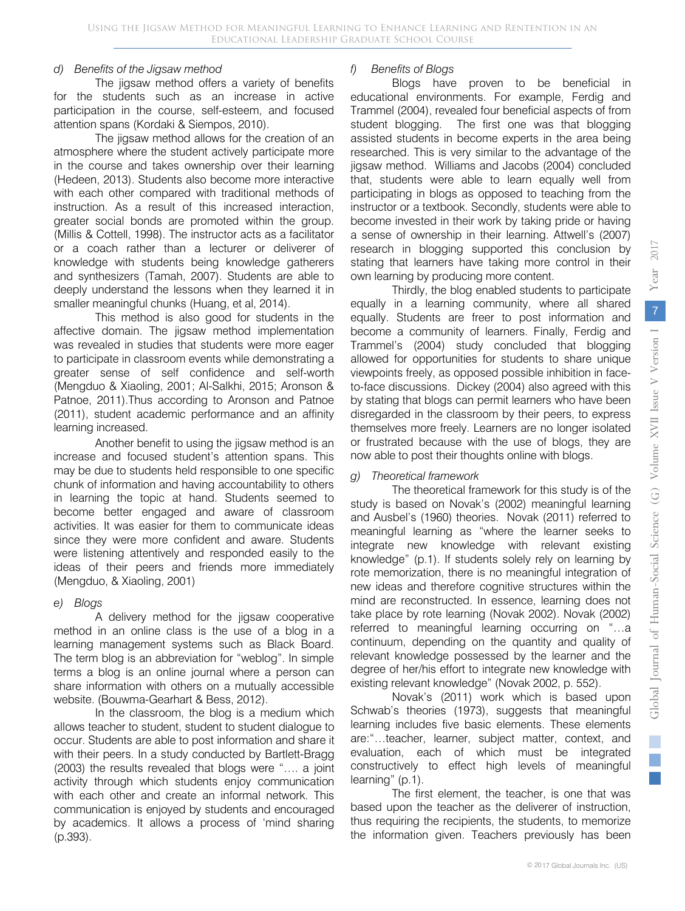### d) *Benefits of the Jigsaw method*

The jigsaw method offers a variety of benefits for the students such as an increase in active participation in the course, self-esteem, and focused attention spans (Kordaki & Siempos, 2010).

The jigsaw method allows for the creation of an atmosphere where the student actively participate more in the course and takes ownership over their learning (Hedeen, 2013). Students also become more interactive with each other compared with traditional methods of instruction. As a result of this increased interaction, greater social bonds are promoted within the group. (Millis & Cottell, 1998). The instructor acts as a facilitator or a coach rather than a lecturer or deliverer of knowledge with students being knowledge gatherers and synthesizers (Tamah, 2007). Students are able to deeply understand the lessons when they learned it in smaller meaningful chunks (Huang, et al, 2014).

This method is also good for students in the affective domain. The jigsaw method implementation was revealed in studies that students were more eager to participate in classroom events while demonstrating a greater sense of self confidence and self-worth (Mengduo & Xiaoling, 2001; Al-Salkhi, 2015; Aronson & Patnoe, 2011).Thus according to Aronson and Patnoe (2011), student academic performance and an affinity learning increased.

Another benefit to using the jigsaw method is an increase and focused student's attention spans. This may be due to students held responsible to one specific chunk of information and having accountability to others in learning the topic at hand. Students seemed to become better engaged and aware of classroom activities. It was easier for them to communicate ideas since they were more confident and aware. Students were listening attentively and responded easily to the ideas of their peers and friends more immediately (Mengduo, & Xiaoling, 2001)

### e) *Blogs*

A delivery method for the jigsaw cooperative method in an online class is the use of a blog in a learning management systems such as Black Board. The term blog is an abbreviation for "weblog". In simple terms a blog is an online journal where a person can share information with others on a mutually accessible website. (Bouwma-Gearhart & Bess, 2012).

In the classroom, the blog is a medium which allows teacher to student, student to student dialogue to occur. Students are able to post information and share it with their peers. In a study conducted by Bartlett-Bragg (2003) the results revealed that blogs were ".... a joint activity through which students enjoy communication with each other and create an informal network. This communication is enjoyed by students and encouraged by academics. It allows a process of 'mind sharing (p.393).

### f) *Benefits of Blogs*

Blogs have proven to be beneficial in educational environments. For example, Ferdig and Trammel (2004), revealed four beneficial aspects of from student blogging. The first one was that blogging assisted students in become experts in the area being researched. This is very similar to the advantage of the jigsaw method. Williams and Jacobs (2004) concluded that, students were able to learn equally well from participating in blogs as opposed to teaching from the instructor or a textbook. Secondly, students were able to become invested in their work by taking pride or having a sense of ownership in their learning. Attwell's (2007) research in blogging supported this conclusion by stating that learners have taking more control in their own learning by producing more content.

Thirdly, the blog enabled students to participate equally in a learning community, where all shared equally. Students are freer to post information and become a community of learners. Finally, Ferdig and Trammel's (2004) study concluded that blogging allowed for opportunities for students to share unique viewpoints freely, as opposed possible inhibition in face-to-face discussions. Dickey (2004) also agreed with this by stating that blogs can permit learners who have been disregarded in the classroom by their peers, to express themselves more freely. Learners are no longer isolated or frustrated because with the use of blogs, they are now able to post their thoughts online with blogs.

### g) *Theoretical framework*

The theoretical framework for this study is of the study is based on Novak's (2002) meaningful learning and Ausbel's (1960) theories. Novak (2011) referred to meaningful learning as "where the learner seeks to integrate new knowledge with relevant existing knowledge" (p.1). If students solely rely on learning by rote memorization, there is no meaningful integration of new ideas and therefore cognitive structures within the mind are reconstructed. In essence, learning does not take place by rote learning (Novak 2002). Novak (2002) referred to meaningful learning occurring on "…a continuum, depending on the quantity and quality of relevant knowledge possessed by the learner and the degree of her/his effort to integrate new knowledge with existing relevant knowledge" (Novak 2002, p. 552).

Novak's (2011) work which is based upon Schwab's theories (1973), suggests that meaningful learning includes five basic elements. These elements are:"…teacher, learner, subject matter, context, and evaluation, each of which must be integrated constructively to effect high levels of meaningful learning" (p.1).

The first element, the teacher, is one that was based upon the teacher as the deliverer of instruction, thus requiring the recipients, the students, to memorize the information given. Teachers previously has been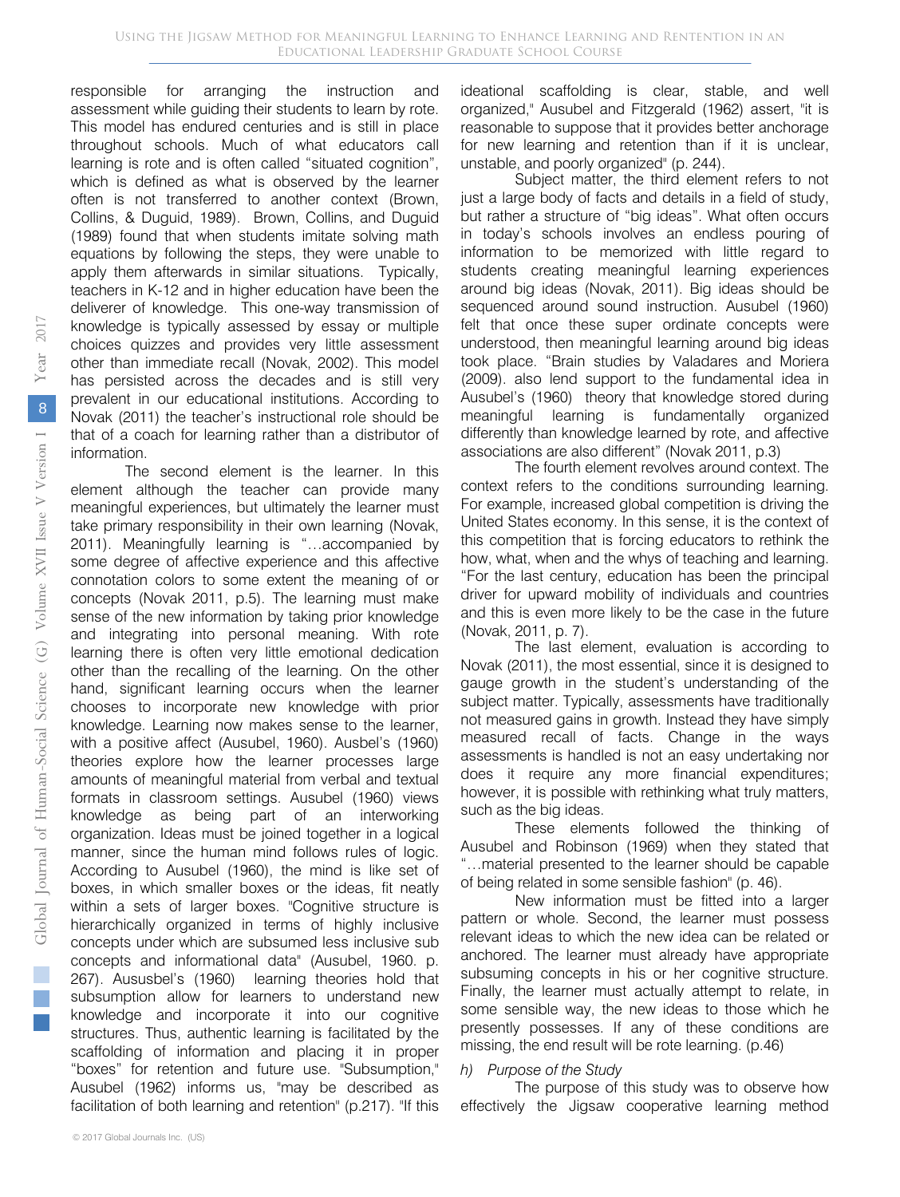responsible for arranging the instruction and assessment while guiding their students to learn by rote. This model has endured centuries and is still in place throughout schools. Much of what educators call learning is rote and is often called "situated cognition", which is defined as what is observed by the learner often is not transferred to another context (Brown, Collins, & Duguid, 1989). Brown, Collins, and Duguid (1989) found that when students imitate solving math equations by following the steps, they were unable to apply them afterwards in similar situations. Typically, teachers in K-12 and in higher education have been the deliverer of knowledge. This one-way transmission of knowledge is typically assessed by essay or multiple choices quizzes and provides very little assessment other than immediate recall (Novak, 2002). This model has persisted across the decades and is still very prevalent in our educational institutions. According to Novak (2011) the teacher's instructional role should be that of a coach for learning rather than a distributor of information.

The second element is the learner. In this element although the teacher can provide many meaningful experiences, but ultimately the learner must take primary responsibility in their own learning (Novak, 2011). Meaningfully learning is "…accompanied by some degree of affective experience and this affective connotation colors to some extent the meaning of or concepts (Novak 2011, p.5). The learning must make sense of the new information by taking prior knowledge and integrating into personal meaning. With rote learning there is often very little emotional dedication other than the recalling of the learning. On the other hand, significant learning occurs when the learner chooses to incorporate new knowledge with prior knowledge. Learning now makes sense to the learner, with a positive affect (Ausubel, 1960). Ausbel's (1960) theories explore how the learner processes large amounts of meaningful material from verbal and textual formats in classroom settings. Ausubel (1960) views knowledge as being part of an interworking organization. Ideas must be joined together in a logical manner, since the human mind follows rules of logic. According to Ausubel (1960), the mind is like set of boxes, in which smaller boxes or the ideas, fit neatly within a sets of larger boxes. "Cognitive structure is hierarchically organized in terms of highly inclusive concepts under which are subsumed less inclusive sub concepts and informational data" (Ausubel, 1960. p. 267). Ausubel's (1960) learning theories hold that subsumption allow for learners to understand new knowledge and incorporate it into our cognitive structures. Thus, authentic learning is facilitated by the scaffolding of information and placing it in proper "boxes" for retention and future use. "Subsumption," Ausubel (1962) informs us, "may be described as facilitation of both learning and retention" (p.217). "If this ideational scaffolding is clear, stable, and well organized," Ausubel and Fitzgerald (1962) assert, "it is reasonable to suppose that it provides better anchorage for new learning and retention than if it is unclear, unstable, and poorly organized" (p. 244).

Subject matter, the third element refers to not just a large body of facts and details in a field of study, but rather a structure of "big ideas". What often occurs in today's schools involves an endless pouring of information to be memorized with little regard to students creating meaningful learning experiences around big ideas (Novak, 2011). Big ideas should be sequenced around sound instruction. Ausubel (1960) felt that once these super ordinate concepts were understood, then meaningful learning around big ideas took place. "Brain studies by Valadares and Moriera (2009). also lend support to the fundamental idea in Ausubel's (1960) theory that knowledge stored during meaningful learning is fundamentally organized differently than knowledge learned by rote, and affective associations are also different" (Novak 2011, p.3)

The fourth element revolves around context. The context refers to the conditions surrounding learning. For example, increased global competition is driving the United States economy. In this sense, it is the context of this competition that is forcing educators to rethink the how, what, when and the whys of teaching and learning. "For the last century, education has been the principal driver for upward mobility of individuals and countries and this is even more likely to be the case in the future (Novak, 2011, p. 7).

The last element, evaluation is according to Novak (2011), the most essential, since it is designed to gauge growth in the student's understanding of the subject matter. Typically, assessments have traditionally not measured gains in growth. Instead they have simply measured recall of facts. Change in the ways assessments is handled is not an easy undertaking nor does it require any more financial expenditures; however, it is possible with rethinking what truly matters, such as the big ideas.

These elements followed the thinking of Ausubel and Robinson (1969) when they stated that "…material presented to the learner should be capable of being related in some sensible fashion" (p. 46).

New information must be fitted into a larger pattern or whole. Second, the learner must possess relevant ideas to which the new idea can be related or anchored. The learner must already have appropriate subsuming concepts in his or her cognitive structure. Finally, the learner must actually attempt to relate, in some sensible way, the new ideas to those which he presently possesses. If any of these conditions are missing, the end result will be rote learning. (p.46)

*h) Purpose of the Study*

The purpose of this study was to observe how effectively the Jigsaw cooperative learning method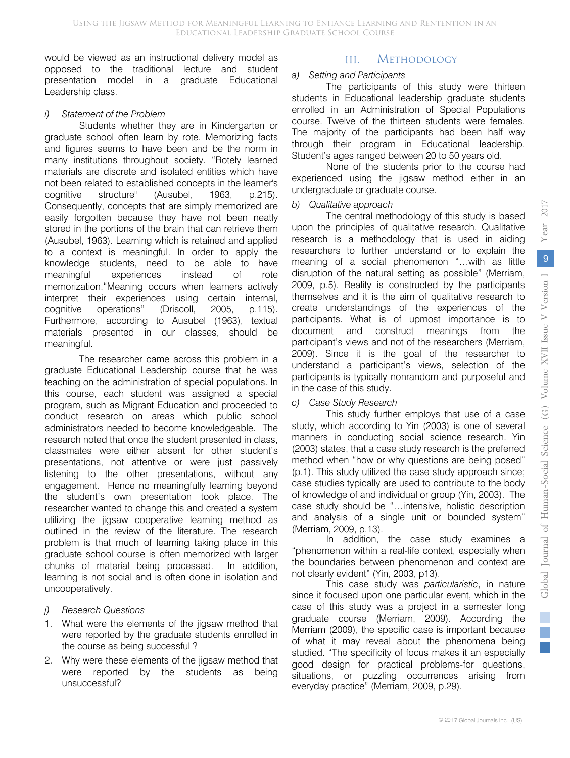would be viewed as an instructional delivery model as opposed to the traditional lecture and student presentation model in a graduate Educational Leadership class.

*i) Statement of the Problem*

Students whether they are in Kindergarten or graduate school often learn by rote. Memorizing facts and figures seems to have been and be the norm in many institutions throughout society. "Rotely learned materials are discrete and isolated entities which have not been related to established concepts in the learner's cognitive structure" (Ausubel, 1963, p.215). Consequently, concepts that are simply memorized are easily forgotten because they have not been neatly stored in the portions of the brain that can retrieve them (Ausubel, 1963). Learning which is retained and applied to a context is meaningful. In order to apply the knowledge students, need to be able to have meaningful experiences instead of rote memorization."Meaning occurs when learners actively interpret their experiences using certain internal, cognitive operations" (Driscoll, 2005, p.115). Furthermore, according to Ausubel (1963), textual materials presented in our classes, should be meaningful.

The researcher came across this problem in a graduate Educational Leadership course that he was teaching on the administration of special populations. In this course, each student was assigned a special program, such as Migrant Education and proceeded to conduct research on areas which public school administrators needed to become knowledgeable. The research noted that once the student presented in class, classmates were either absent for other student's presentations, not attentive or were just passively listening to the other presentations, without any engagement. Hence no meaningfully learning beyond the student's own presentation took place. The researcher wanted to change this and created a system utilizing the jigsaw cooperative learning method as outlined in the review of the literature. The research problem is that much of learning taking place in this graduate school course is often memorized with larger chunks of material being processed. In addition, learning is not social and is often done in isolation and uncooperatively.

*j) Research Questions*

1. What were the elements of the jigsaw method that were reported by the graduate students enrolled in the course as being successful ?
2. Why were these elements of the jigsaw method that were reported by the students as being unsuccessful?

## III. Methodology

*a) Setting and Participants*

The participants of this study were thirteen students in Educational leadership graduate students enrolled in an Administration of Special Populations course. Twelve of the thirteen students were females. The majority of the participants had been half way through their program in Educational leadership. Student's ages ranged between 20 to 50 years old.

None of the students prior to the course had experienced using the jigsaw method either in an undergraduate or graduate course.

*b) Qualitative approach*

The central methodology of this study is based upon the principles of qualitative research. Qualitative research is a methodology that is used in aiding researchers to further understand or to explain the meaning of a social phenomenon "…with as little disruption of the natural setting as possible" (Merriam, 2009, p.5). Reality is constructed by the participants themselves and it is the aim of qualitative research to create understandings of the experiences of the participants. What is of upmost importance is to document and construct meanings from the participant's views and not of the researchers (Merriam, 2009). Since it is the goal of the researcher to understand a participant's views, selection of the participants is typically nonrandom and purposeful and in the case of this study.

*c) Case Study Research*

This study further employs that use of a case study, which according to Yin (2003) is one of several manners in conducting social science research. Yin (2003) states, that a case study research is the preferred method when "how or why questions are being posed" (p.1). This study utilized the case study approach since; case studies typically are used to contribute to the body of knowledge of and individual or group (Yin, 2003). The case study should be "…intensive, holistic description and analysis of a single unit or bounded system" (Merriam, 2009, p.13).

In addition, the case study examines a "phenomenon within a real-life context, especially when the boundaries between phenomenon and context are not clearly evident" (Yin, 2003, p13).

This case study was *particularistic*, in nature since it focused upon one particular event, which in the case of this study was a project in a semester long graduate course (Merriam, 2009). According the Merriam (2009), the specific case is important because of what it may reveal about the phenomena being studied. "The specificity of focus makes it an especially good design for practical problems-for questions, situations, or puzzling occurrences arising from everyday practice" (Merriam, 2009, p.29).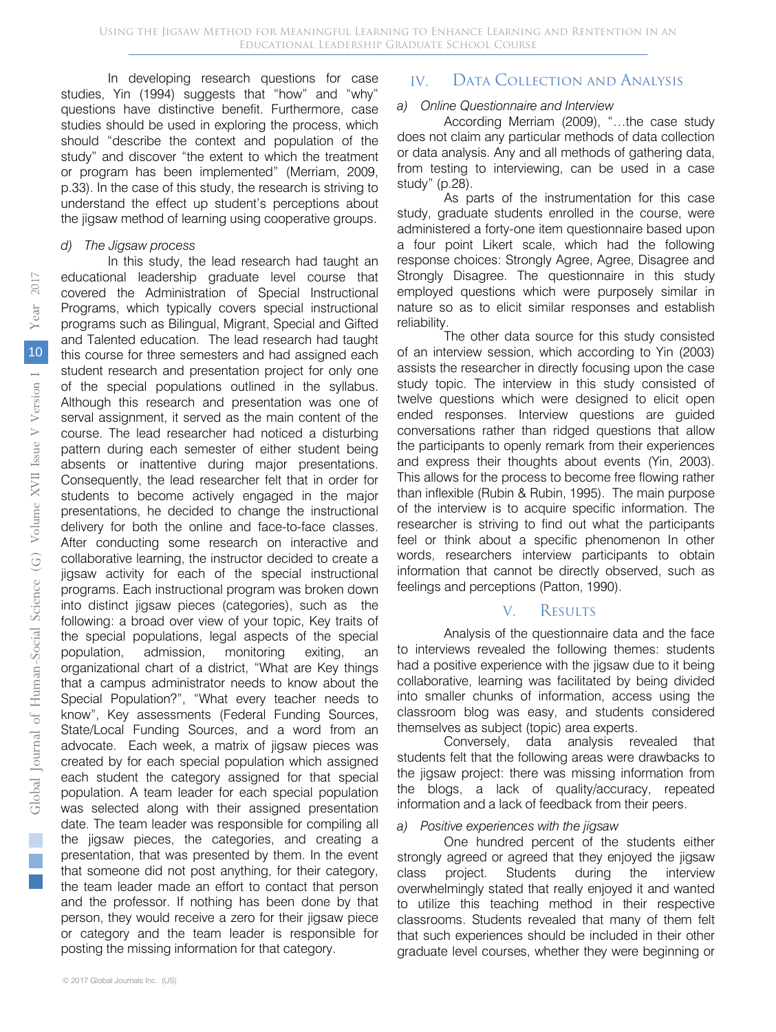In developing research questions for case studies, Yin (1994) suggests that "how" and "why" questions have distinctive benefit. Furthermore, case studies should be used in exploring the process, which should "describe the context and population of the study" and discover "the extent to which the treatment or program has been implemented" (Merriam, 2009, p.33). In the case of this study, the research is striving to understand the effect up student's perceptions about the jigsaw method of learning using cooperative groups.

*d) The Jigsaw process*

In this study, the lead research had taught an educational leadership graduate level course that covered the Administration of Special Instructional Programs, which typically covers special instructional programs such as Bilingual, Migrant, Special and Gifted and Talented education. The lead research had taught this course for three semesters and had assigned each student research and presentation project for only one of the special populations outlined in the syllabus. Although this research and presentation was one of serval assignment, it served as the main content of the course. The lead researcher had noticed a disturbing pattern during each semester of either student being absents or inattentive during major presentations. Consequently, the lead researcher felt that in order for students to become actively engaged in the major presentations, he decided to change the instructional delivery for both the online and face-to-face classes. After conducting some research on interactive and collaborative learning, the instructor decided to create a jigsaw activity for each of the special instructional programs. Each instructional program was broken down into distinct jigsaw pieces (categories), such as the following: a broad over view of your topic, Key traits of the special populations, legal aspects of the special population, admission, monitoring exiting, an organizational chart of a district, "What are Key things that a campus administrator needs to know about the Special Population?", "What every teacher needs to know", Key assessments (Federal Funding Sources, State/Local Funding Sources, and a word from an advocate. Each week, a matrix of jigsaw pieces was created by for each special population which assigned each student the category assigned for that special population. A team leader for each special population was selected along with their assigned presentation date. The team leader was responsible for compiling all the jigsaw pieces, the categories, and creating a presentation, that was presented by them. In the event that someone did not post anything, for their category, the team leader made an effort to contact that person and the professor. If nothing has been done by that person, they would receive a zero for their jigsaw piece or category and the team leader is responsible for posting the missing information for that category.

## IV. Data Collection and Analysis

*a) Online Questionnaire and Interview*

According Merriam (2009), "…the case study does not claim any particular methods of data collection or data analysis. Any and all methods of gathering data, from testing to interviewing, can be used in a case study" (p.28).

As parts of the instrumentation for this case study, graduate students enrolled in the course, were administered a forty-one item questionnaire based upon a four point Likert scale, which had the following response choices: Strongly Agree, Agree, Disagree and Strongly Disagree. The questionnaire in this study employed questions which were purposely similar in nature so as to elicit similar responses and establish reliability.

The other data source for this study consisted of an interview session, which according to Yin (2003) assists the researcher in directly focusing upon the case study topic. The interview in this study consisted of twelve questions which were designed to elicit open ended responses. Interview questions are guided conversations rather than ridged questions that allow the participants to openly remark from their experiences and express their thoughts about events (Yin, 2003). This allows for the process to become free flowing rather than inflexible (Rubin & Rubin, 1995). The main purpose of the interview is to acquire specific information. The researcher is striving to find out what the participants feel or think about a specific phenomenon In other words, researchers interview participants to obtain information that cannot be directly observed, such as feelings and perceptions (Patton, 1990).

## V. Results

Analysis of the questionnaire data and the face to interviews revealed the following themes: students had a positive experience with the jigsaw due to it being collaborative, learning was facilitated by being divided into smaller chunks of information, access using the classroom blog was easy, and students considered themselves as subject (topic) area experts.

Conversely, data analysis revealed that students felt that the following areas were drawbacks to the jigsaw project: there was missing information from the blogs, a lack of quality/accuracy, repeated information and a lack of feedback from their peers.

*a) Positive experiences with the jigsaw*

One hundred percent of the students either strongly agreed or agreed that they enjoyed the jigsaw class project. Students during the interview overwhelmingly stated that really enjoyed it and wanted to utilize this teaching method in their respective classrooms. Students revealed that many of them felt that such experiences should be included in their other graduate level courses, whether they were beginning or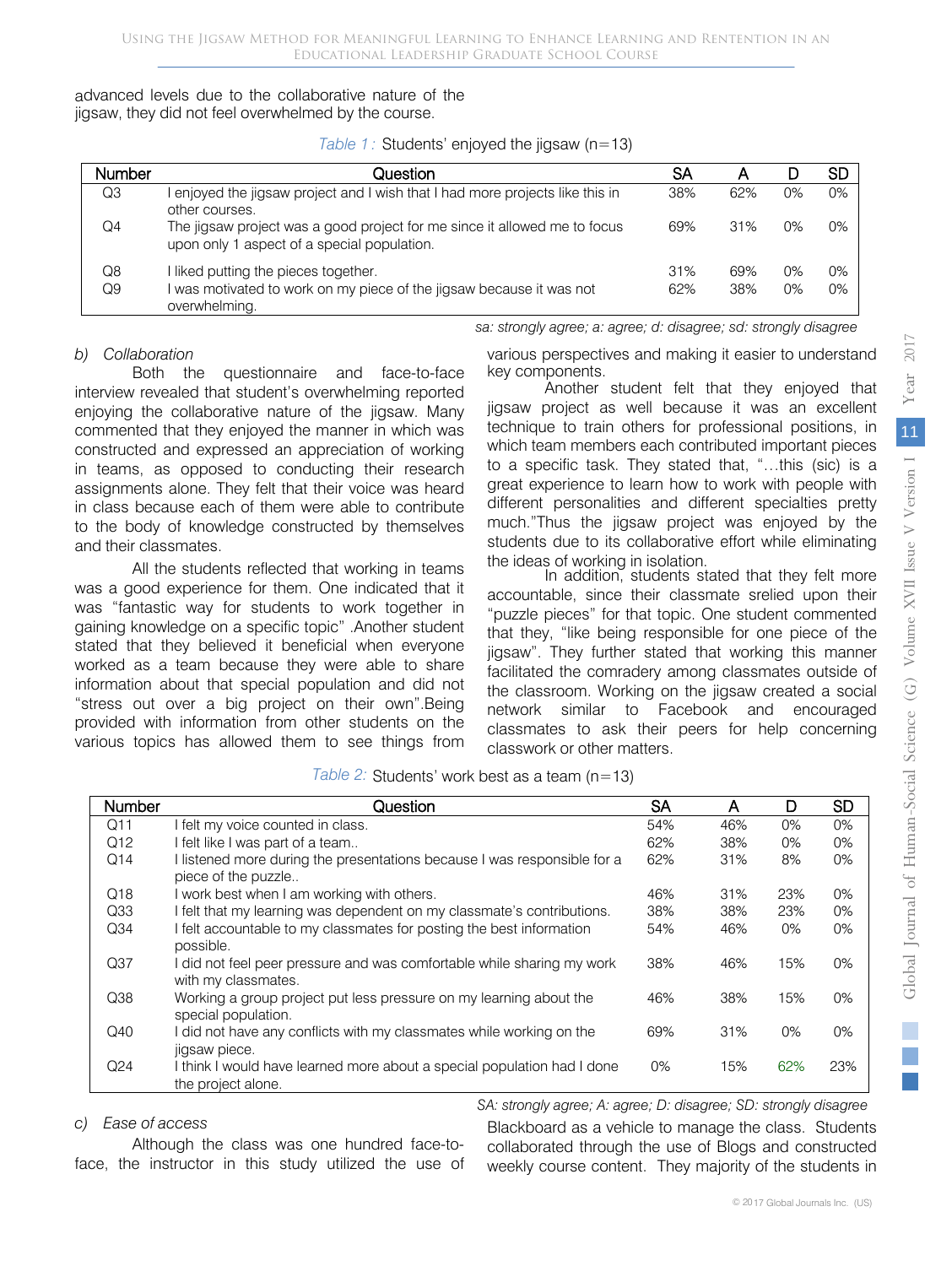advanced levels due to the collaborative nature of the jigsaw, they did not feel overwhelmed by the course.

*Table 1:* Students' enjoyed the jigsaw (n=13)

| Number | Question | SA | A | D | SD |
|---|---|---|---|---|---|
| Q3 | I enjoyed the jigsaw project and I wish that I had more projects like this in other courses. | 38% | 62% | 0% | 0% |
| Q4 | The jigsaw project was a good project for me since it allowed me to focus upon only 1 aspect of a special population. | 69% | 31% | 0% | 0% |
| Q8 | I liked putting the pieces together. | 31% | 69% | 0% | 0% |
| Q9 | I was motivated to work on my piece of the jigsaw because it was not overwhelming. | 62% | 38% | 0% | 0% |

*sa: strongly agree; a: agree; d: disagree; sd: strongly disagree*

### b) *Collaboration*

Both the questionnaire and face-to-face interview revealed that student's overwhelming reported enjoying the collaborative nature of the jigsaw. Many commented that they enjoyed the manner in which was constructed and expressed an appreciation of working in teams, as opposed to conducting their research assignments alone. They felt that their voice was heard in class because each of them were able to contribute to the body of knowledge constructed by themselves and their classmates.

All the students reflected that working in teams was a good experience for them. One indicated that it was "fantastic way for students to work together in gaining knowledge on a specific topic" .Another student stated that they believed it beneficial when everyone worked as a team because they were able to share information about that special population and did not "stress out over a big project on their own".Being provided with information from other students on the various topics has allowed them to see things from various perspectives and making it easier to understand key components.

Another student felt that they enjoyed that jigsaw project as well because it was an excellent technique to train others for professional positions, in which team members each contributed important pieces to a specific task. They stated that, "…this (sic) is a great experience to learn how to work with people with different personalities and different specialties pretty much."Thus the jigsaw project was enjoyed by the students due to its collaborative effort while eliminating the ideas of working in isolation.

In addition, students stated that they felt more accountable, since their classmate srelied upon their "puzzle pieces" for that topic. One student commented that they, "like being responsible for one piece of the jigsaw". They further stated that working this manner facilitated the comradery among classmates outside of the classroom. Working on the jigsaw created a social network similar to Facebook and encouraged classmates to ask their peers for help concerning classwork or other matters.

*Table 2:* Students' work best as a team (n=13)

| Number | Question | SA | A | D | SD |
|---|---|---|---|---|---|
| Q11 | I felt my voice counted in class. | 54% | 46% | 0% | 0% |
| Q12 | I felt like I was part of a team.. | 62% | 38% | 0% | 0% |
| Q14 | I listened more during the presentations because I was responsible for a piece of the puzzle.. | 62% | 31% | 8% | 0% |
| Q18 | I work best when I am working with others. | 46% | 31% | 23% | 0% |
| Q33 | I felt that my learning was dependent on my classmate's contributions. | 38% | 38% | 23% | 0% |
| Q34 | I felt accountable to my classmates for posting the best information possible. | 54% | 46% | 0% | 0% |
| Q37 | I did not feel peer pressure and was comfortable while sharing my work with my classmates. | 38% | 46% | 15% | 0% |
| Q38 | Working a group project put less pressure on my learning about the special population. | 46% | 38% | 15% | 0% |
| Q40 | I did not have any conflicts with my classmates while working on the jigsaw piece. | 69% | 31% | 0% | 0% |
| Q24 | I think I would have learned more about a special population had I done the project alone. | 0% | 15% | 62% | 23% |

*SA: strongly agree; A: agree; D: disagree; SD: strongly disagree*

### c) *Ease of access*

Although the class was one hundred face-to-face, the instructor in this study utilized the use of Blackboard as a vehicle to manage the class. Students collaborated through the use of Blogs and constructed weekly course content. They majority of the students in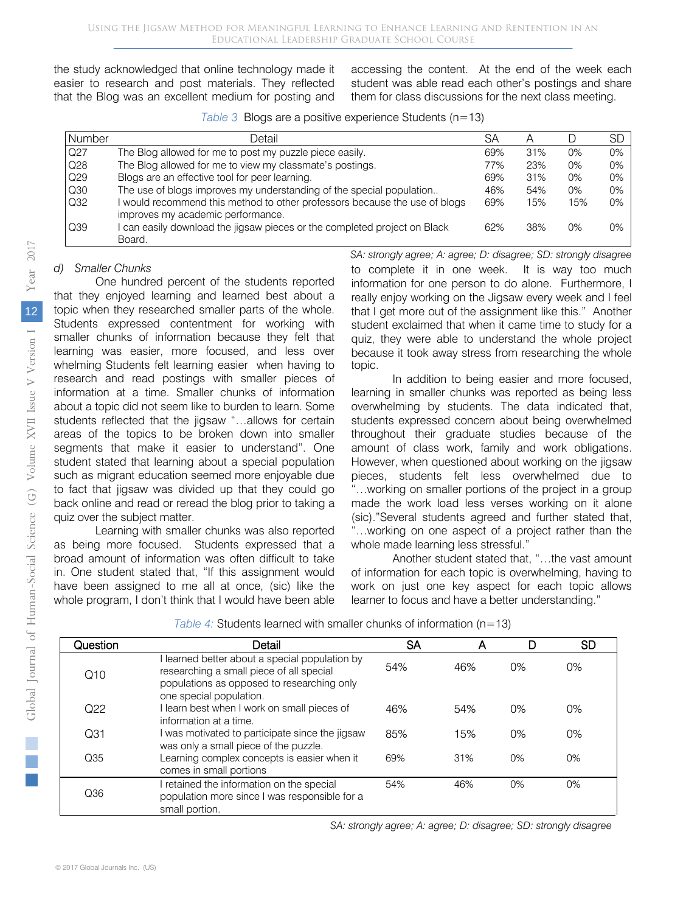the study acknowledged that online technology made it easier to research and post materials. They reflected that the Blog was an excellent medium for posting and accessing the content. At the end of the week each student was able read each other's postings and share them for class discussions for the next class meeting.

*Table 3* Blogs are a positive experience Students (n=13)

| Number | Detail | SA | A | D | SD |
|---|---|---|---|---|---|
| Q27 | The Blog allowed for me to post my puzzle piece easily. | 69% | 31% | 0% | 0% |
| Q28 | The Blog allowed for me to view my classmate's postings. | 77% | 23% | 0% | 0% |
| Q29 | Blogs are an effective tool for peer learning. | 69% | 31% | 0% | 0% |
| Q30 | The use of blogs improves my understanding of the special population.. | 46% | 54% | 0% | 0% |
| Q32 | I would recommend this method to other professors because the use of blogs improves my academic performance. | 69% | 15% | 15% | 0% |
| Q39 | I can easily download the jigsaw pieces or the completed project on Black Board. | 62% | 38% | 0% | 0% |

*SA: strongly agree; A: agree; D: disagree; SD: strongly disagree*

### d) *Smaller Chunks*

One hundred percent of the students reported that they enjoyed learning and learned best about a topic when they researched smaller parts of the whole. Students expressed contentment for working with smaller chunks of information because they felt that learning was easier, more focused, and less over whelming Students felt learning easier when having to research and read postings with smaller pieces of information at a time. Smaller chunks of information about a topic did not seem like to burden to learn. Some students reflected that the jigsaw "…allows for certain areas of the topics to be broken down into smaller segments that make it easier to understand". One student stated that learning about a special population such as migrant education seemed more enjoyable due to fact that jigsaw was divided up that they could go back online and read or reread the blog prior to taking a quiz over the subject matter.

Learning with smaller chunks was also reported as being more focused. Students expressed that a broad amount of information was often difficult to take in. One student stated that, "If this assignment would have been assigned to me all at once, (sic) like the whole program, I don't think that I would have been able to complete it in one week. It is way too much information for one person to do alone. Furthermore, I really enjoy working on the Jigsaw every week and I feel that I get more out of the assignment like this." Another student exclaimed that when it came time to study for a quiz, they were able to understand the whole project because it took away stress from researching the whole topic.

In addition to being easier and more focused, learning in smaller chunks was reported as being less overwhelming by students. The data indicated that, students expressed concern about being overwhelmed throughout their graduate studies because of the amount of class work, family and work obligations. However, when questioned about working on the jigsaw pieces, students felt less overwhelmed due to "…working on smaller portions of the project in a group made the work load less verses working on it alone (sic)."Several students agreed and further stated that, "…working on one aspect of a project rather than the whole made learning less stressful."

Another student stated that, "…the vast amount of information for each topic is overwhelming, having to work on just one key aspect for each topic allows learner to focus and have a better understanding."

*Table 4:* Students learned with smaller chunks of information (n=13)

| Question | Detail | SA | A | D | SD |
|---|---|---|---|---|---|
| Q10 | I learned better about a special population by researching a small piece of all special populations as opposed to researching only one special population. | 54% | 46% | 0% | 0% |
| Q22 | I learn best when I work on small pieces of information at a time. | 46% | 54% | 0% | 0% |
| Q31 | I was motivated to participate since the jigsaw was only a small piece of the puzzle. | 85% | 15% | 0% | 0% |
| Q35 | Learning complex concepts is easier when it comes in small portions | 69% | 31% | 0% | 0% |
| Q36 | I retained the information on the special population more since I was responsible for a small portion. | 54% | 46% | 0% | 0% |

*SA: strongly agree; A: agree; D: disagree; SD: strongly disagree*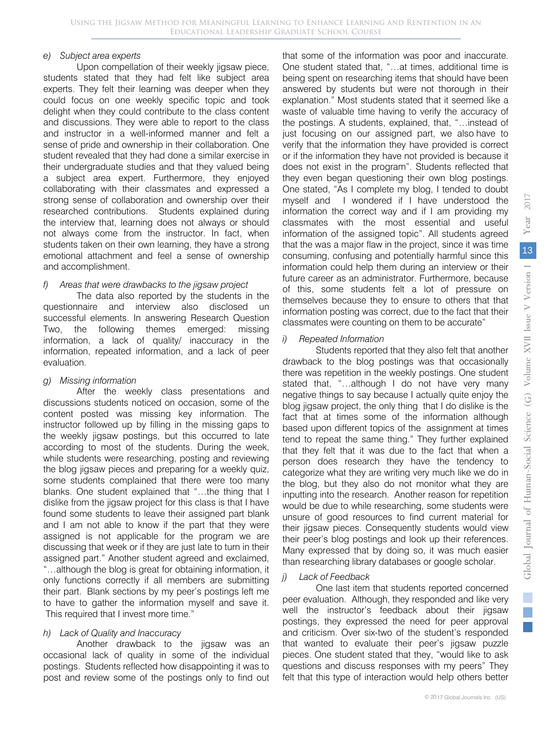#### e) *Subject area experts*

Upon compellation of their weekly jigsaw piece, students stated that they had felt like subject area experts. They felt their learning was deeper when they could focus on one weekly specific topic and took delight when they could contribute to the class content and discussions. They were able to report to the class and instructor in a well-informed manner and felt a sense of pride and ownership in their collaboration. One student revealed that they had done a similar exercise in their undergraduate studies and that they valued being a subject area expert. Furthermore, they enjoyed collaborating with their classmates and expressed a strong sense of collaboration and ownership over their researched contributions. Students explained during the interview that, learning does not always or should not always come from the instructor. In fact, when students taken on their own learning, they have a strong emotional attachment and feel a sense of ownership and accomplishment.

#### f) *Areas that were drawbacks to the jigsaw project*

The data also reported by the students in the questionnaire and interview also disclosed un successful elements. In answering Research Question Two, the following themes emerged: missing information, a lack of quality/ inaccuracy in the information, repeated information, and a lack of peer evaluation.

#### g) *Missing information*

After the weekly class presentations and discussions students noticed on occasion, some of the content posted was missing key information. The instructor followed up by filling in the missing gaps to the weekly jigsaw postings, but this occurred to late according to most of the students. During the week, while students were researching, posting and reviewing the blog jigsaw pieces and preparing for a weekly quiz, some students complained that there were too many blanks. One student explained that "…the thing that I dislike from the jigsaw project for this class is that I have found some students to leave their assigned part blank and I am not able to know if the part that they were assigned is not applicable for the program we are discussing that week or if they are just late to turn in their assigned part." Another student agreed and exclaimed, "…although the blog is great for obtaining information, it only functions correctly if all members are submitting their part. Blank sections by my peer's postings left me to have to gather the information myself and save it. This required that I invest more time."

#### h) *Lack of Quality and Inaccuracy*

Another drawback to the jigsaw was an occasional lack of quality in some of the individual postings. Students reflected how disappointing it was to post and review some of the postings only to find out that some of the information was poor and inaccurate. One student stated that, "…at times, additional time is being spent on researching items that should have been answered by students but were not thorough in their explanation." Most students stated that it seemed like a waste of valuable time having to verify the accuracy of the postings. A students, explained, that, "…instead of just focusing on our assigned part, we also have to verify that the information they have provided is correct or if the information they have not provided is because it does not exist in the program". Students reflected that they even began questioning their own blog postings. One stated, "As I complete my blog, I tended to doubt myself and I wondered if I have understood the information the correct way and if I am providing my classmates with the most essential and useful information of the assigned topic". All students agreed that the was a major flaw in the project, since it was time consuming, confusing and potentially harmful since this information could help them during an interview or their future career as an administrator. Furthermore, because of this, some students felt a lot of pressure on themselves because they to ensure to others that that information posting was correct, due to the fact that their classmates were counting on them to be accurate"

#### i) *Repeated Information*

Students reported that they also felt that another drawback to the blog postings was that occasionally there was repetition in the weekly postings. One student stated that, "…although I do not have very many negative things to say because I actually quite enjoy the blog jigsaw project, the only thing that I do dislike is the fact that at times some of the information although based upon different topics of the assignment at times tend to repeat the same thing." They further explained that they felt that it was due to the fact that when a person does research they have the tendency to categorize what they are writing very much like we do in the blog, but they also do not monitor what they are inputting into the research. Another reason for repetition would be due to while researching, some students were unsure of good resources to find current material for their jigsaw pieces. Consequently students would view their peer's blog postings and look up their references. Many expressed that by doing so, it was much easier than researching library databases or google scholar.

#### j) *Lack of Feedback*

One last item that students reported concerned peer evaluation. Although, they responded and like very well the instructor's feedback about their jigsaw postings, they expressed the need for peer approval and criticism. Over six-two of the student's responded that wanted to evaluate their peer's jigsaw puzzle pieces. One student stated that they, "would like to ask questions and discuss responses with my peers" They felt that this type of interaction would help others better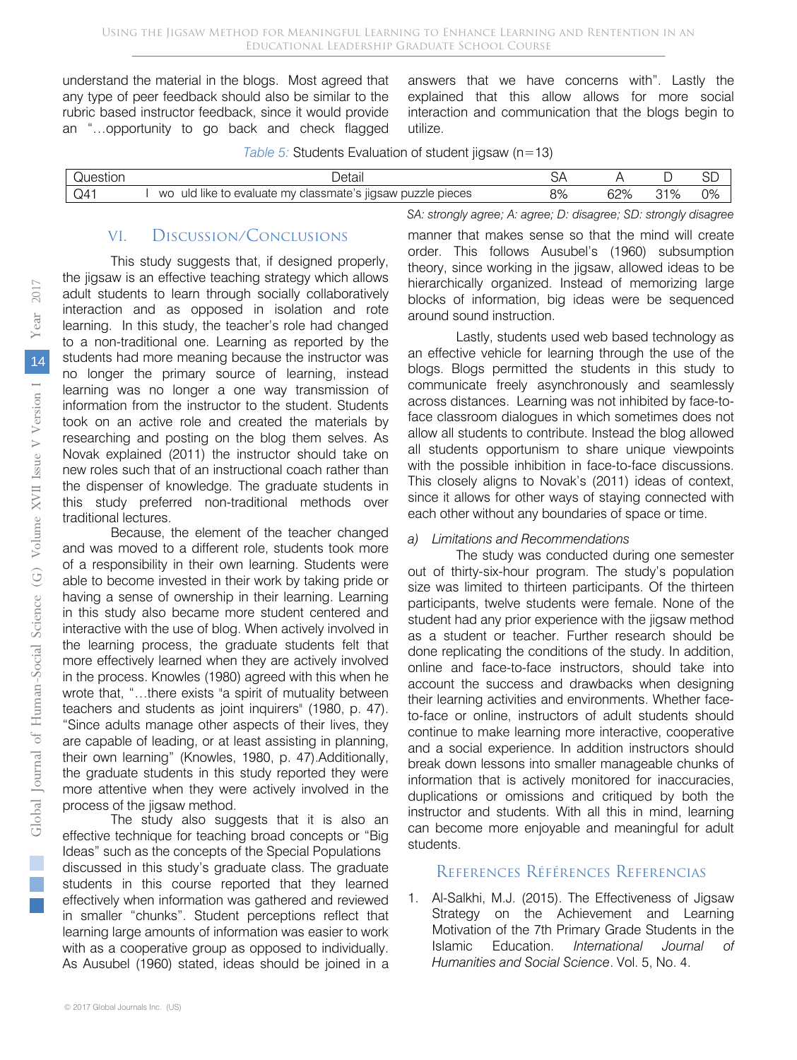understand the material in the blogs. Most agreed that any type of peer feedback should also be similar to the rubric based instructor feedback, since it would provide an "…opportunity to go back and check flagged answers that we have concerns with". Lastly the explained that this allow allows for more social interaction and communication that the blogs begin to utilize.

*Table 5:* Students Evaluation of student jigsaw (n=13)

| Question | Detail | SA | A | D | SD |
|---|---|---|---|---|---|
| Q41 | I wo uld like to evaluate my classmate's jigsaw puzzle pieces | 8% | 62% | 31% | 0% |

*SA: strongly agree; A: agree; D: disagree; SD: strongly disagree*

## VI. Discussion/Conclusions

This study suggests that, if designed properly, the jigsaw is an effective teaching strategy which allows adult students to learn through socially collaboratively interaction and as opposed in isolation and rote learning. In this study, the teacher's role had changed to a non-traditional one. Learning as reported by the students had more meaning because the instructor was no longer the primary source of learning, instead learning was no longer a one way transmission of information from the instructor to the student. Students took on an active role and created the materials by researching and posting on the blog them selves. As Novak explained (2011) the instructor should take on new roles such that of an instructional coach rather than the dispenser of knowledge. The graduate students in this study preferred non-traditional methods over traditional lectures.

Because, the element of the teacher changed and was moved to a different role, students took more of a responsibility in their own learning. Students were able to become invested in their work by taking pride or having a sense of ownership in their learning. Learning in this study also became more student centered and interactive with the use of blog. When actively involved in the learning process, the graduate students felt that more effectively learned when they are actively involved in the process. Knowles (1980) agreed with this when he wrote that, "…there exists "a spirit of mutuality between teachers and students as joint inquirers" (1980, p. 47). "Since adults manage other aspects of their lives, they are capable of leading, or at least assisting in planning, their own learning" (Knowles, 1980, p. 47).Additionally, the graduate students in this study reported they were more attentive when they were actively involved in the process of the jigsaw method.

The study also suggests that it is also an effective technique for teaching broad concepts or "Big Ideas" such as the concepts of the Special Populations discussed in this study's graduate class. The graduate students in this course reported that they learned effectively when information was gathered and reviewed in smaller "chunks". Student perceptions reflect that learning large amounts of information was easier to work with as a cooperative group as opposed to individually. As Ausubel (1960) stated, ideas should be joined in a manner that makes sense so that the mind will create order. This follows Ausubel's (1960) subsumption theory, since working in the jigsaw, allowed ideas to be hierarchically organized. Instead of memorizing large blocks of information, big ideas were be sequenced around sound instruction.

Lastly, students used web based technology as an effective vehicle for learning through the use of the blogs. Blogs permitted the students in this study to communicate freely asynchronously and seamlessly across distances. Learning was not inhibited by face-to-face classroom dialogues in which sometimes does not allow all students to contribute. Instead the blog allowed all students opportunism to share unique viewpoints with the possible inhibition in face-to-face discussions. This closely aligns to Novak's (2011) ideas of context, since it allows for other ways of staying connected with each other without any boundaries of space or time.

### *a) Limitations and Recommendations*

The study was conducted during one semester out of thirty-six-hour program. The study's population size was limited to thirteen participants. Of the thirteen participants, twelve students were female. None of the student had any prior experience with the jigsaw method as a student or teacher. Further research should be done replicating the conditions of the study. In addition, online and face-to-face instructors, should take into account the success and drawbacks when designing their learning activities and environments. Whether face-to-face or online, instructors of adult students should continue to make learning more interactive, cooperative and a social experience. In addition instructors should break down lessons into smaller manageable chunks of information that is actively monitored for inaccuracies, duplications or omissions and critiqued by both the instructor and students. With all this in mind, learning can become more enjoyable and meaningful for adult students.

## References Références Referencias

1. Al-Salkhi, M.J. (2015). The Effectiveness of Jigsaw Strategy on the Achievement and Learning Motivation of the 7th Primary Grade Students in the Islamic Education. *International Journal of Humanities and Social Science*. Vol. 5, No. 4.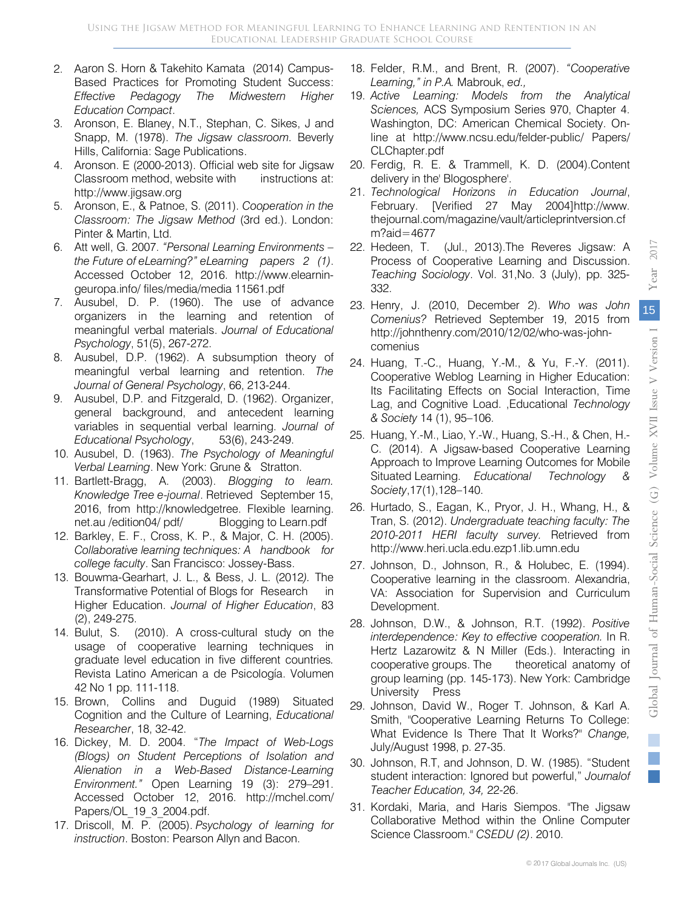2. Aaron S. Horn & Takehito Kamata (2014) Campus-Based Practices for Promoting Student Success: *Effective Pedagogy The Midwestern Higher Education Compact*.
3. Aronson, E. Blaney, N.T., Stephan, C. Sikes, J and Snapp, M. (1978). *The Jigsaw classroom.* Beverly Hills, California: Sage Publications.
4. Aronson. E (2000-2013). Official web site for Jigsaw Classroom method, website with instructions at: http://www.jigsaw.org
5. Aronson, E., & Patnoe, S. (2011). *Cooperation in the Classroom: The Jigsaw Method* (3rd ed.). London: Pinter & Martin, Ltd.
6. Att well, G. 2007. *"Personal Learning Environments – the Future of eLearning?" eLearning papers 2 (1)*. Accessed October 12, 2016. http://www.elearningeuropa.info/ files/media/media 11561.pdf
7. Ausubel, D. P. (1960). The use of advance organizers in the learning and retention of meaningful verbal materials. *Journal of Educational Psychology*, 51(5), 267-272.
8. Ausubel, D.P. (1962). A subsumption theory of meaningful verbal learning and retention. *The Journal of General Psychology*, 66, 213-244.
9. Ausubel, D.P. and Fitzgerald, D. (1962). Organizer, general background, and antecedent learning variables in sequential verbal learning. *Journal of Educational Psychology*, 53(6), 243-249.
10. Ausubel, D. (1963). *The Psychology of Meaningful Verbal Learning*. New York: Grune & Stratton.
11. Bartlett-Bragg, A. (2003). *Blogging to learn. Knowledge Tree e-journal*. Retrieved September 15, 2016, from http://knowledgetree. Flexible learning. net.au /edition04/ pdf/ Blogging to Learn.pdf
12. Barkley, E. F., Cross, K. P., & Major, C. H. (2005). *Collaborative learning techniques: A handbook for college faculty*. San Francisco: Jossey-Bass.
13. Bouwma-Gearhart, J. L., & Bess, J. L. (2012*).* The Transformative Potential of Blogs for Research in Higher Education. *Journal of Higher Education*, 83 (2), 249-275.
14. Bulut, S. (2010). A cross-cultural study on the usage of cooperative learning techniques in graduate level education in five different countries. Revista Latino American a de Psicología. Volumen 42 No 1 pp. 111-118.
15. Brown, Collins and Duguid (1989) Situated Cognition and the Culture of Learning, *Educational Researcher*, 18, 32-42.
16. Dickey, M. D. 2004. "*The Impact of Web-Logs (Blogs) on Student Perceptions of Isolation and Alienation in a Web-Based Distance-Learning Environment."* Open Learning 19 (3): 279–291. Accessed October 12, 2016. http://mchel.com/ Papers/OL_19_3_2004.pdf.
17. Driscoll, M. P. (2005). *Psychology of learning for instruction*. Boston: Pearson Allyn and Bacon.
18. Felder, R.M., and Brent, R. (2007). *"Cooperative Learning," in P.A.* Mabrouk, *ed.,*
19. *Active Learning: Models from the Analytical Sciences,* ACS Symposium Series 970, Chapter 4. Washington, DC: American Chemical Society. On-line at http://www.ncsu.edu/felder-public/ Papers/ CLChapter.pdf
20. Ferdig, R. E. & Trammell, K. D. (2004).Content delivery in the' Blogosphere'.
21. *Technological Horizons in Education Journal*, February. [Verified 27 May 2004]http://www.thejournal.com/magazine/vault/articleprintversion.cfm?aid=4677
22. Hedeen, T. (Jul., 2013).The Reveres Jigsaw: A Process of Cooperative Learning and Discussion. *Teaching Sociology*. Vol. 31,No. 3 (July), pp. 325-332.
23. Henry, J. (2010, December 2). *Who was John Comenius?* Retrieved September 19, 2015 from http://johnthenry.com/2010/12/02/who-was-john-comenius
24. Huang, T.-C., Huang, Y.-M., & Yu, F.-Y. (2011). Cooperative Weblog Learning in Higher Education: Its Facilitating Effects on Social Interaction, Time Lag, and Cognitive Load. ,Educational *Technology & Society* 14 (1), 95–106.
25. Huang, Y.-M., Liao, Y.-W., Huang, S.-H., & Chen, H.-C. (2014). A Jigsaw-based Cooperative Learning Approach to Improve Learning Outcomes for Mobile Situated Learning. *Educational Technology & Society*,17(1),128–140.
26. Hurtado, S., Eagan, K., Pryor, J. H., Whang, H., & Tran, S. (2012). *Undergraduate teaching faculty: The 2010-2011 HERI faculty survey*. Retrieved from http://www.heri.ucla.edu.ezp1.lib.umn.edu
27. Johnson, D., Johnson, R., & Holubec, E. (1994). Cooperative learning in the classroom. Alexandria, VA: Association for Supervision and Curriculum Development.
28. Johnson, D.W., & Johnson, R.T. (1992). *Positive interdependence: Key to effective cooperation.* In R. Hertz Lazarowitz & N Miller (Eds.). Interacting in cooperative groups. The theoretical anatomy of group learning (pp. 145-173). New York: Cambridge University Press
29. Johnson, David W., Roger T. Johnson, & Karl A. Smith, "Cooperative Learning Returns To College: What Evidence Is There That It Works?" *Change,* July/August 1998, p. 27-35.
30. Johnson, R.T, and Johnson, D. W. (1985). "Student student interaction: Ignored but powerful," *Journalof Teacher Education, 34,* 22-26.
31. Kordaki, Maria, and Haris Siempos. "The Jigsaw Collaborative Method within the Online Computer Science Classroom." *CSEDU (2)*. 2010.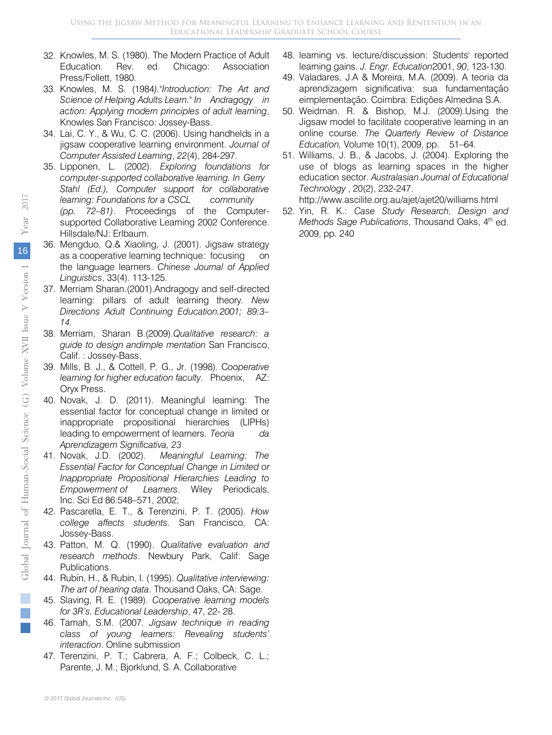32. Knowles, M. S. (1980). The Modern Practice of Adult Education. Rev. ed. Chicago: Association Press/Follett, 1980.
33. Knowles, M. S. (1984)."*Introduction: The Art and Science of Helping Adults Learn." In Andragogy in action: Applying modern principles of adult learning*, Knowles San Francisco: Jossey-Bass.
34. Lai, C. Y., & Wu, C. C. (2006). Using handhelds in a jigsaw cooperative learning environment. *Journal of Computer Assisted Learning*, *22*(4), 284-297.
35. Lipponen, L. (2002). *Exploring foundations for computer-supported collaborative learning. In Gerry Stahl (Ed.), Computer support for collaborative learning: Foundations for a CSCL community (pp. 72–81)*. Proceedings of the Computer-supported Collaborative Learning 2002 Conference. Hillsdale/NJ: Erlbaum.
36. Mengduo, Q.& Xiaoling, J. (2001). Jigsaw strategy as a cooperative learning technique: focusing on the language learners. *Chinese Journal of Applied Linguistics*, 33(4). 113-125.
37. Merriam Sharan.(2001).Andragogy and self-directed learning: pillars of adult learning theory. *New Directions Adult Continuing Education.2001; 89:3–14.*
38. Merriam, Sharan B.(2009).*Qualitative research: a guide to design andimple mentation* San Francisco, Calif. : Jossey-Bass,
39. Mills, B. J., & Cottell, P. G., Jr. (1998). *Cooperative learning for higher education faculty*. Phoenix, AZ: Oryx Press.
40. Novak, J. D. (2011). Meaningful learning: The essential factor for conceptual change in limited or inappropriate propositional hierarchies (LIPHs) leading to empowerment of learners. *Teoria da Aprendizagem Significativa, 23*
41. Novak, J.D. (2002). *Meaningful Learning: The Essential Factor for Conceptual Change in Limited or Inappropriate Propositional Hierarchies Leading to Empowerment of Learners*. Wiley Periodicals, Inc. Sci Ed 86:548–571, 2002;
42. Pascarella, E. T., & Terenzini, P. T. (2005). *How college affects students.* San Francisco, CA: Jossey-Bass.
43. Patton, M. Q. (1990). *Qualitative evaluation and research methods*. Newbury Park, Calif: Sage Publications.
44. Rubin, H., & Rubin, I. (1995). *Qualitative interviewing: The art of hearing data*. Thousand Oaks, CA: Sage.
45. Slaving, R. E. (1989). *Cooperative learning models for 3R's. Educational Leadership*, 47, 22- 28.
46. Tamah, S.M. (2007. *Jigsaw technique in reading class of young learners: Revealing students' interaction*. Online submission
47. Terenzini, P. T.; Cabrera, A. F.; Colbeck, C. L.; Parente, J. M.; Bjorklund, S. A. Collaborative learning vs. lecture/discussion: Students' reported learning gains. *J. Engr. Education*2001, *90*, 123-130.
48. 
49. Valadares, J.A & Moreira, M.A. (2009). A teoria da aprendizagem significativa: sua fundamentação eimplementação. Coimbra: Edições Almedina S.A.
50. Weidman. R. & Bishop, M.J. (2009).Using the Jigsaw model to facilitate cooperative learning in an online course. *The Quarterly Review of Distance Education,* Volume 10(1), 2009, pp. 51–64.
51. Williams, J. B., & Jacobs, J. (2004). Exploring the use of blogs as learning spaces in the higher education sector. *Australasian Journal of Educational Technology* , 20(2), 232-247. http://www.ascilite.org.au/ajet/ajet20/williams.html
52. Yin, R. K.: *Case Study Research. Design and Methods Sage Publications*, Thousand Oaks, 4th ed. 2009, pp. 240